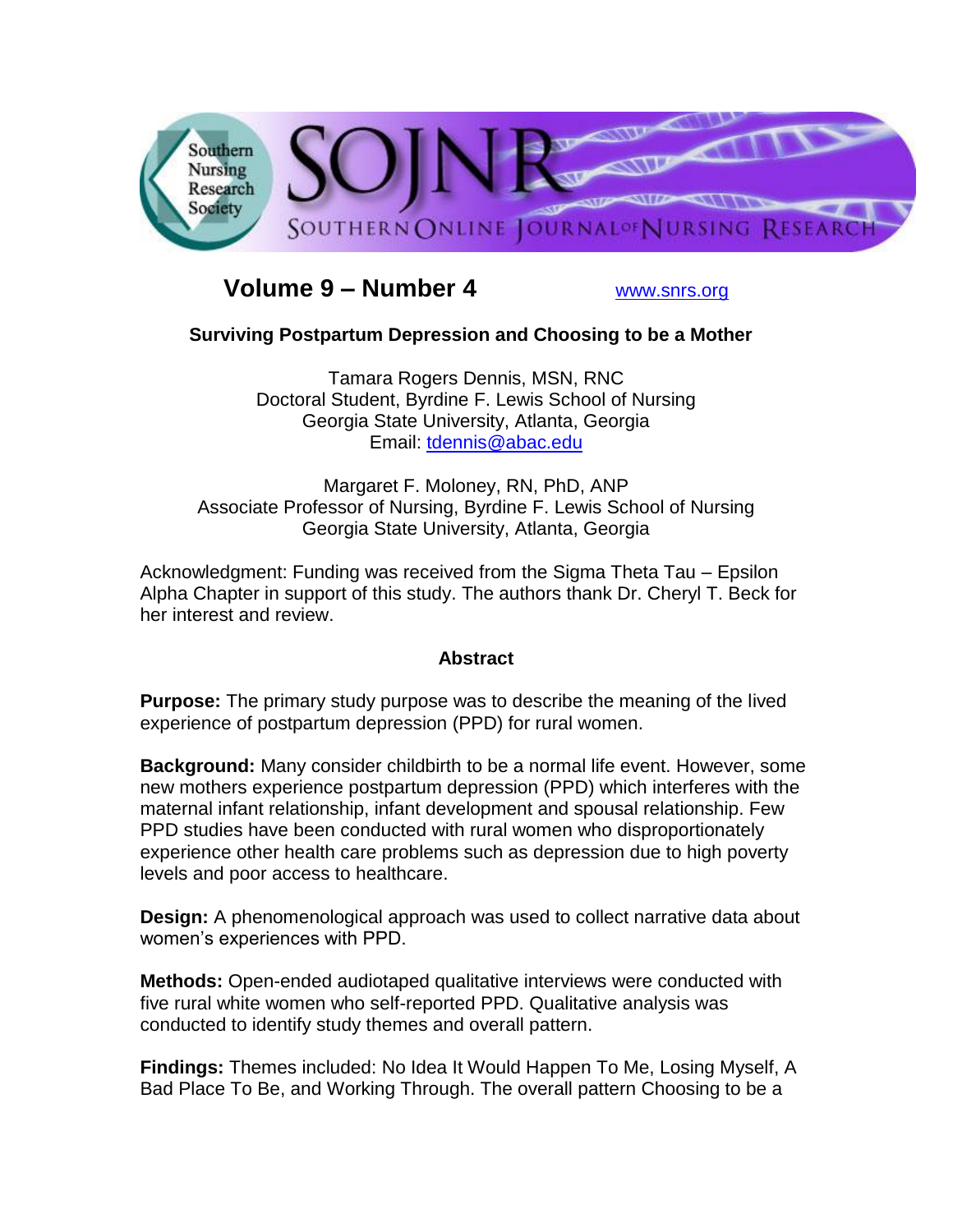# Volume 9 – Number 4

www.snrs.org

## Surviving Postpartum Depression and Choosing to be a Mother

Tamara Rogers Dennis, MSN, RNC
Doctoral Student, Byrdine F. Lewis School of Nursing
Georgia State University, Atlanta, Georgia
Email: tdennis@abac.edu

Margaret F. Moloney, RN, PhD, ANP
Associate Professor of Nursing, Byrdine F. Lewis School of Nursing
Georgia State University, Atlanta, Georgia

Acknowledgment: Funding was received from the Sigma Theta Tau – Epsilon Alpha Chapter in support of this study. The authors thank Dr. Cheryl T. Beck for her interest and review.

### Abstract

**Purpose:** The primary study purpose was to describe the meaning of the lived experience of postpartum depression (PPD) for rural women.

**Background:** Many consider childbirth to be a normal life event. However, some new mothers experience postpartum depression (PPD) which interferes with the maternal infant relationship, infant development and spousal relationship. Few PPD studies have been conducted with rural women who disproportionately experience other health care problems such as depression due to high poverty levels and poor access to healthcare.

**Design:** A phenomenological approach was used to collect narrative data about women's experiences with PPD.

**Methods:** Open-ended audiotaped qualitative interviews were conducted with five rural white women who self-reported PPD. Qualitative analysis was conducted to identify study themes and overall pattern.

**Findings:** Themes included: No Idea It Would Happen To Me, Losing Myself, A Bad Place To Be, and Working Through. The overall pattern Choosing to be a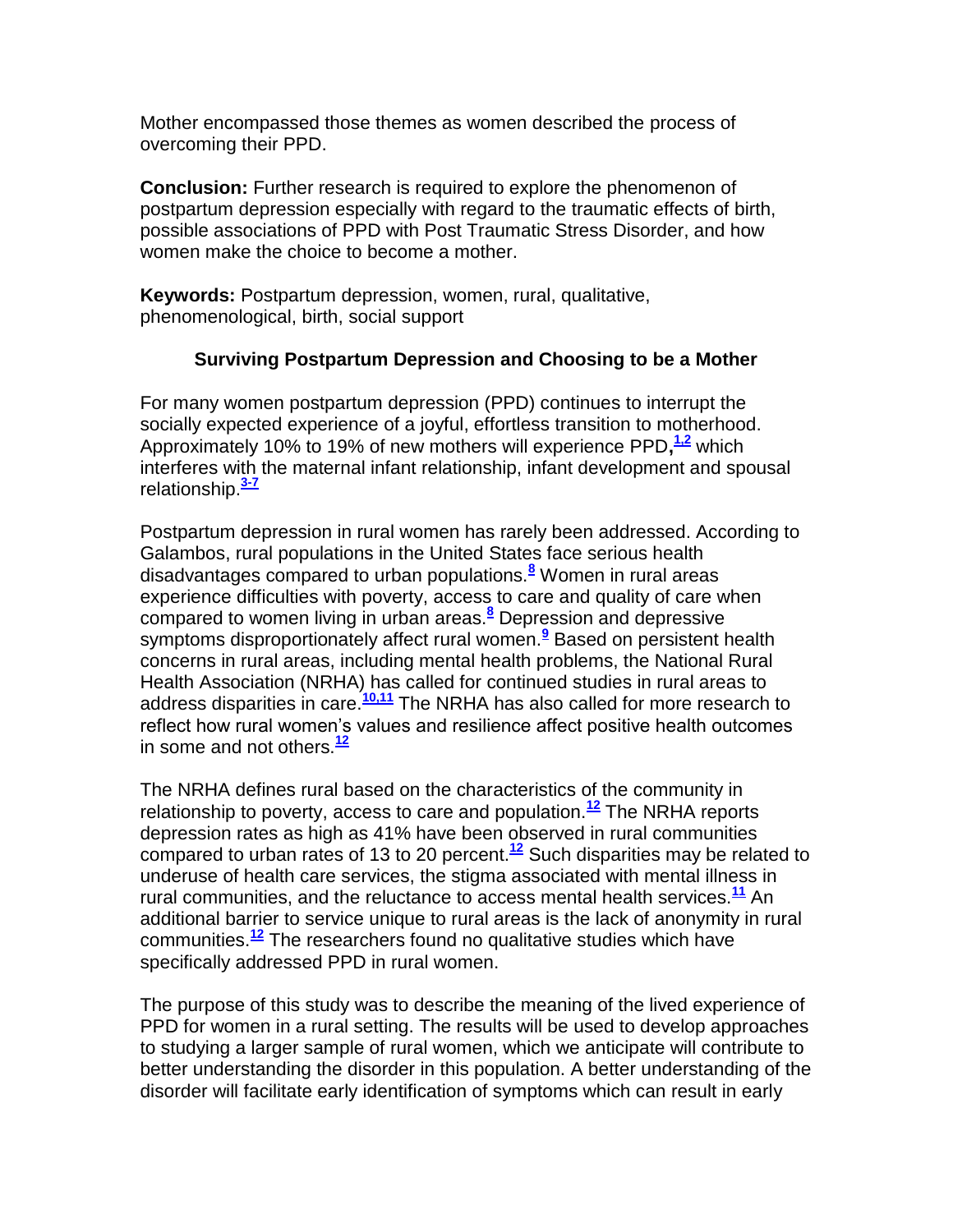Mother encompassed those themes as women described the process of overcoming their PPD.

**Conclusion:** Further research is required to explore the phenomenon of postpartum depression especially with regard to the traumatic effects of birth, possible associations of PPD with Post Traumatic Stress Disorder, and how women make the choice to become a mother.

**Keywords:** Postpartum depression, women, rural, qualitative, phenomenological, birth, social support

## Surviving Postpartum Depression and Choosing to be a Mother

For many women postpartum depression (PPD) continues to interrupt the socially expected experience of a joyful, effortless transition to motherhood. Approximately 10% to 19% of new mothers will experience PPD,[1,2] which interferes with the maternal infant relationship, infant development and spousal relationship.[3-7]

Postpartum depression in rural women has rarely been addressed. According to Galambos, rural populations in the United States face serious health disadvantages compared to urban populations.[8] Women in rural areas experience difficulties with poverty, access to care and quality of care when compared to women living in urban areas.[8] Depression and depressive symptoms disproportionately affect rural women.[9] Based on persistent health concerns in rural areas, including mental health problems, the National Rural Health Association (NRHA) has called for continued studies in rural areas to address disparities in care.[10,11] The NRHA has also called for more research to reflect how rural women's values and resilience affect positive health outcomes in some and not others.[12]

The NRHA defines rural based on the characteristics of the community in relationship to poverty, access to care and population.[12] The NRHA reports depression rates as high as 41% have been observed in rural communities compared to urban rates of 13 to 20 percent.[12] Such disparities may be related to underuse of health care services, the stigma associated with mental illness in rural communities, and the reluctance to access mental health services.[11] An additional barrier to service unique to rural areas is the lack of anonymity in rural communities.[12] The researchers found no qualitative studies which have specifically addressed PPD in rural women.

The purpose of this study was to describe the meaning of the lived experience of PPD for women in a rural setting. The results will be used to develop approaches to studying a larger sample of rural women, which we anticipate will contribute to better understanding the disorder in this population. A better understanding of the disorder will facilitate early identification of symptoms which can result in early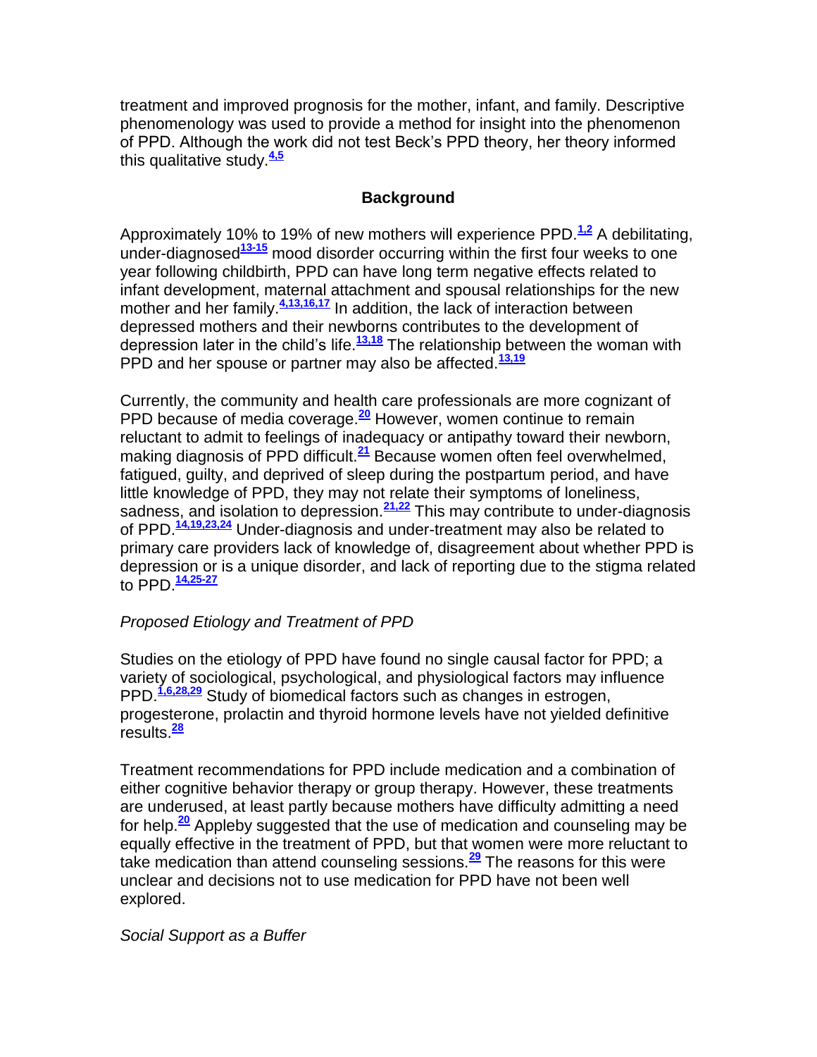treatment and improved prognosis for the mother, infant, and family. Descriptive phenomenology was used to provide a method for insight into the phenomenon of PPD. Although the work did not test Beck's PPD theory, her theory informed this qualitative study.[4,5]

## Background

Approximately 10% to 19% of new mothers will experience PPD.[1,2] A debilitating, under-diagnosed[13-15] mood disorder occurring within the first four weeks to one year following childbirth, PPD can have long term negative effects related to infant development, maternal attachment and spousal relationships for the new mother and her family.[4,13,16,17] In addition, the lack of interaction between depressed mothers and their newborns contributes to the development of depression later in the child's life.[13,18] The relationship between the woman with PPD and her spouse or partner may also be affected.[13,19]

Currently, the community and health care professionals are more cognizant of PPD because of media coverage.[20] However, women continue to remain reluctant to admit to feelings of inadequacy or antipathy toward their newborn, making diagnosis of PPD difficult.[21] Because women often feel overwhelmed, fatigued, guilty, and deprived of sleep during the postpartum period, and have little knowledge of PPD, they may not relate their symptoms of loneliness, sadness, and isolation to depression.[21,22] This may contribute to under-diagnosis of PPD.[14,19,23,24] Under-diagnosis and under-treatment may also be related to primary care providers lack of knowledge of, disagreement about whether PPD is depression or is a unique disorder, and lack of reporting due to the stigma related to PPD.[14,25-27]

### *Proposed Etiology and Treatment of PPD*

Studies on the etiology of PPD have found no single causal factor for PPD; a variety of sociological, psychological, and physiological factors may influence PPD.[1,6,28,29] Study of biomedical factors such as changes in estrogen, progesterone, prolactin and thyroid hormone levels have not yielded definitive results.[28]

Treatment recommendations for PPD include medication and a combination of either cognitive behavior therapy or group therapy. However, these treatments are underused, at least partly because mothers have difficulty admitting a need for help.[20] Appleby suggested that the use of medication and counseling may be equally effective in the treatment of PPD, but that women were more reluctant to take medication than attend counseling sessions.[29] The reasons for this were unclear and decisions not to use medication for PPD have not been well explored.

### *Social Support as a Buffer*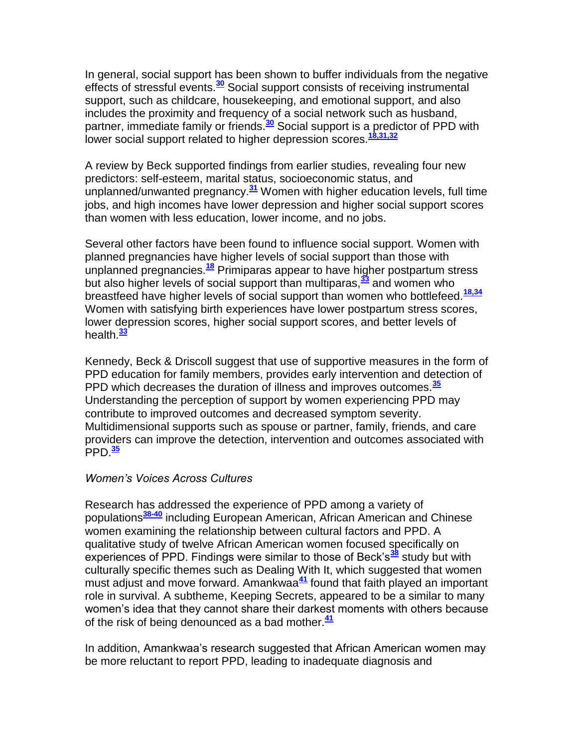In general, social support has been shown to buffer individuals from the negative effects of stressful events.[30] Social support consists of receiving instrumental support, such as childcare, housekeeping, and emotional support, and also includes the proximity and frequency of a social network such as husband, partner, immediate family or friends.[30] Social support is a predictor of PPD with lower social support related to higher depression scores.[18,31,32]

A review by Beck supported findings from earlier studies, revealing four new predictors: self-esteem, marital status, socioeconomic status, and unplanned/unwanted pregnancy.[31] Women with higher education levels, full time jobs, and high incomes have lower depression and higher social support scores than women with less education, lower income, and no jobs.

Several other factors have been found to influence social support. Women with planned pregnancies have higher levels of social support than those with unplanned pregnancies.[18] Primiparas appear to have higher postpartum stress but also higher levels of social support than multiparas,[33] and women who breastfeed have higher levels of social support than women who bottlefeed.[18,34] Women with satisfying birth experiences have lower postpartum stress scores, lower depression scores, higher social support scores, and better levels of health.[33]

Kennedy, Beck & Driscoll suggest that use of supportive measures in the form of PPD education for family members, provides early intervention and detection of PPD which decreases the duration of illness and improves outcomes.[35] Understanding the perception of support by women experiencing PPD may contribute to improved outcomes and decreased symptom severity. Multidimensional supports such as spouse or partner, family, friends, and care providers can improve the detection, intervention and outcomes associated with PPD.[35]

*Women's Voices Across Cultures*

Research has addressed the experience of PPD among a variety of populations[38-40] including European American, African American and Chinese women examining the relationship between cultural factors and PPD. A qualitative study of twelve African American women focused specifically on experiences of PPD. Findings were similar to those of Beck's[38] study but with culturally specific themes such as Dealing With It, which suggested that women must adjust and move forward. Amankwaa[41] found that faith played an important role in survival. A subtheme, Keeping Secrets, appeared to be a similar to many women's idea that they cannot share their darkest moments with others because of the risk of being denounced as a bad mother.[41]

In addition, Amankwaa's research suggested that African American women may be more reluctant to report PPD, leading to inadequate diagnosis and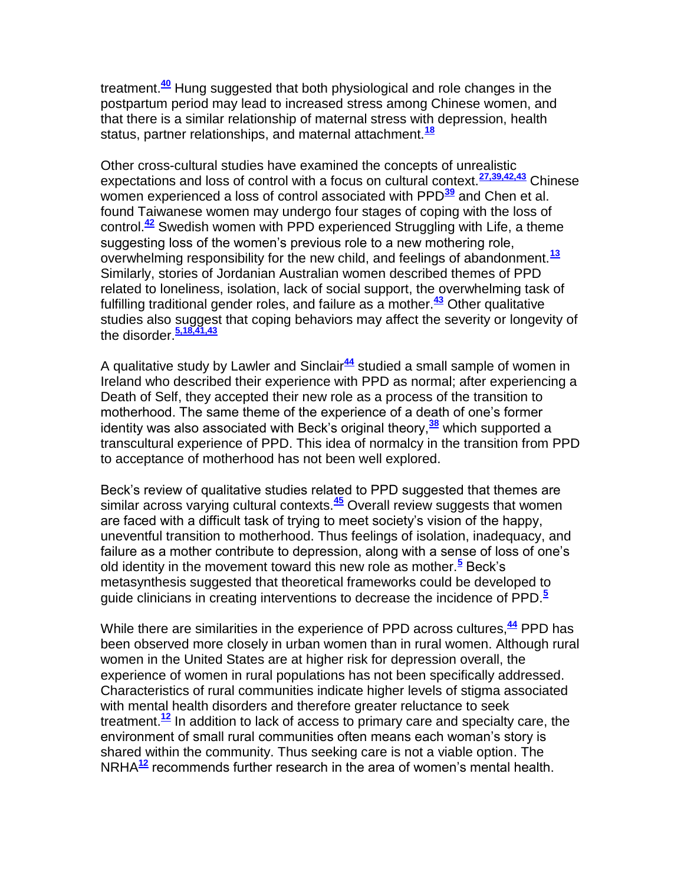treatment.[40] Hung suggested that both physiological and role changes in the postpartum period may lead to increased stress among Chinese women, and that there is a similar relationship of maternal stress with depression, health status, partner relationships, and maternal attachment.[18]

Other cross-cultural studies have examined the concepts of unrealistic expectations and loss of control with a focus on cultural context.[27,39,42,43] Chinese women experienced a loss of control associated with PPD[39] and Chen et al. found Taiwanese women may undergo four stages of coping with the loss of control.[42] Swedish women with PPD experienced Struggling with Life, a theme suggesting loss of the women's previous role to a new mothering role, overwhelming responsibility for the new child, and feelings of abandonment.[13] Similarly, stories of Jordanian Australian women described themes of PPD related to loneliness, isolation, lack of social support, the overwhelming task of fulfilling traditional gender roles, and failure as a mother.[43] Other qualitative studies also suggest that coping behaviors may affect the severity or longevity of the disorder.[5,18,41,43]

A qualitative study by Lawler and Sinclair[44] studied a small sample of women in Ireland who described their experience with PPD as normal; after experiencing a Death of Self, they accepted their new role as a process of the transition to motherhood. The same theme of the experience of a death of one's former identity was also associated with Beck's original theory,[38] which supported a transcultural experience of PPD. This idea of normalcy in the transition from PPD to acceptance of motherhood has not been well explored.

Beck's review of qualitative studies related to PPD suggested that themes are similar across varying cultural contexts.[45] Overall review suggests that women are faced with a difficult task of trying to meet society's vision of the happy, uneventful transition to motherhood. Thus feelings of isolation, inadequacy, and failure as a mother contribute to depression, along with a sense of loss of one's old identity in the movement toward this new role as mother.[5] Beck's metasynthesis suggested that theoretical frameworks could be developed to guide clinicians in creating interventions to decrease the incidence of PPD.[5]

While there are similarities in the experience of PPD across cultures,[44] PPD has been observed more closely in urban women than in rural women. Although rural women in the United States are at higher risk for depression overall, the experience of women in rural populations has not been specifically addressed. Characteristics of rural communities indicate higher levels of stigma associated with mental health disorders and therefore greater reluctance to seek treatment.[12] In addition to lack of access to primary care and specialty care, the environment of small rural communities often means each woman's story is shared within the community. Thus seeking care is not a viable option. The NRHA[12] recommends further research in the area of women's mental health.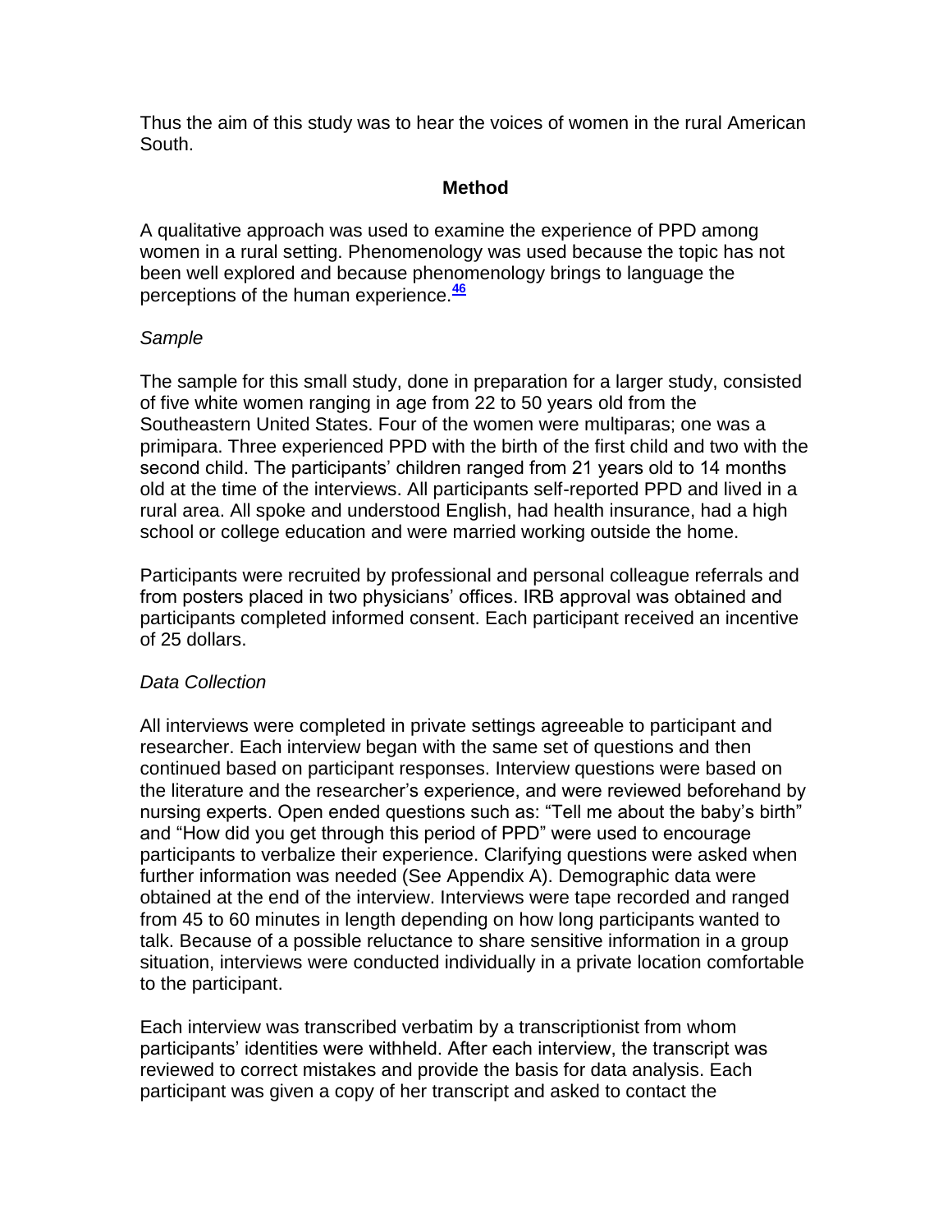Thus the aim of this study was to hear the voices of women in the rural American South.

## Method

A qualitative approach was used to examine the experience of PPD among women in a rural setting. Phenomenology was used because the topic has not been well explored and because phenomenology brings to language the perceptions of the human experience.[46]

### *Sample*

The sample for this small study, done in preparation for a larger study, consisted of five white women ranging in age from 22 to 50 years old from the Southeastern United States. Four of the women were multiparas; one was a primipara. Three experienced PPD with the birth of the first child and two with the second child. The participants' children ranged from 21 years old to 14 months old at the time of the interviews. All participants self-reported PPD and lived in a rural area. All spoke and understood English, had health insurance, had a high school or college education and were married working outside the home.

Participants were recruited by professional and personal colleague referrals and from posters placed in two physicians' offices. IRB approval was obtained and participants completed informed consent. Each participant received an incentive of 25 dollars.

### *Data Collection*

All interviews were completed in private settings agreeable to participant and researcher. Each interview began with the same set of questions and then continued based on participant responses. Interview questions were based on the literature and the researcher's experience, and were reviewed beforehand by nursing experts. Open ended questions such as: "Tell me about the baby's birth" and "How did you get through this period of PPD" were used to encourage participants to verbalize their experience. Clarifying questions were asked when further information was needed (See Appendix A). Demographic data were obtained at the end of the interview. Interviews were tape recorded and ranged from 45 to 60 minutes in length depending on how long participants wanted to talk. Because of a possible reluctance to share sensitive information in a group situation, interviews were conducted individually in a private location comfortable to the participant.

Each interview was transcribed verbatim by a transcriptionist from whom participants' identities were withheld. After each interview, the transcript was reviewed to correct mistakes and provide the basis for data analysis. Each participant was given a copy of her transcript and asked to contact the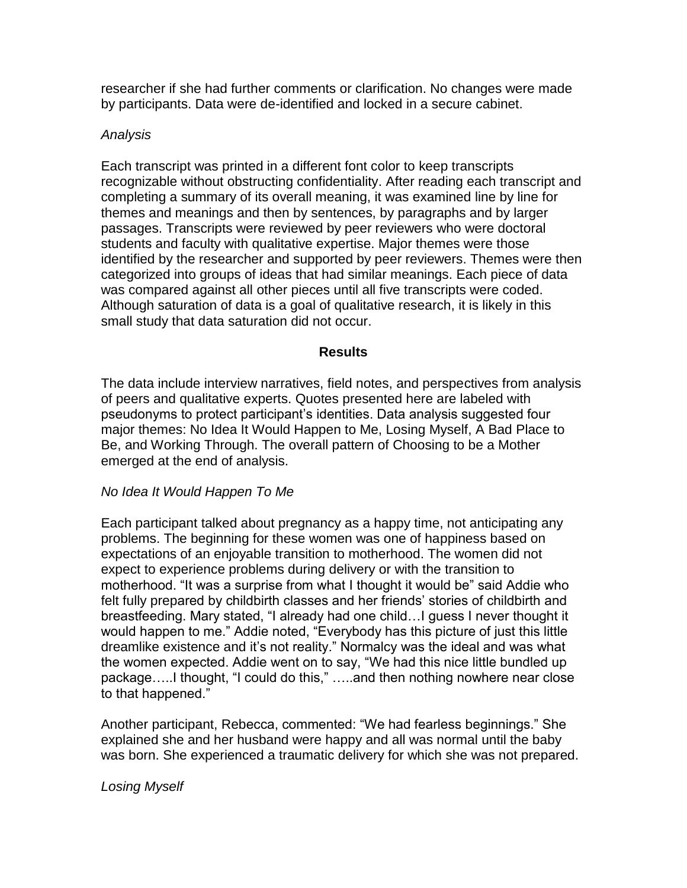researcher if she had further comments or clarification. No changes were made by participants. Data were de-identified and locked in a secure cabinet.

### *Analysis*

Each transcript was printed in a different font color to keep transcripts recognizable without obstructing confidentiality. After reading each transcript and completing a summary of its overall meaning, it was examined line by line for themes and meanings and then by sentences, by paragraphs and by larger passages. Transcripts were reviewed by peer reviewers who were doctoral students and faculty with qualitative expertise. Major themes were those identified by the researcher and supported by peer reviewers. Themes were then categorized into groups of ideas that had similar meanings. Each piece of data was compared against all other pieces until all five transcripts were coded. Although saturation of data is a goal of qualitative research, it is likely in this small study that data saturation did not occur.

## Results

The data include interview narratives, field notes, and perspectives from analysis of peers and qualitative experts. Quotes presented here are labeled with pseudonyms to protect participant's identities. Data analysis suggested four major themes: No Idea It Would Happen to Me, Losing Myself, A Bad Place to Be, and Working Through. The overall pattern of Choosing to be a Mother emerged at the end of analysis.

### *No Idea It Would Happen To Me*

Each participant talked about pregnancy as a happy time, not anticipating any problems. The beginning for these women was one of happiness based on expectations of an enjoyable transition to motherhood. The women did not expect to experience problems during delivery or with the transition to motherhood. "It was a surprise from what I thought it would be" said Addie who felt fully prepared by childbirth classes and her friends' stories of childbirth and breastfeeding. Mary stated, "I already had one child…I guess I never thought it would happen to me." Addie noted, "Everybody has this picture of just this little dreamlike existence and it's not reality." Normalcy was the ideal and was what the women expected. Addie went on to say, "We had this nice little bundled up package…..I thought, "I could do this," …..and then nothing nowhere near close to that happened."

Another participant, Rebecca, commented: "We had fearless beginnings." She explained she and her husband were happy and all was normal until the baby was born. She experienced a traumatic delivery for which she was not prepared.

### *Losing Myself*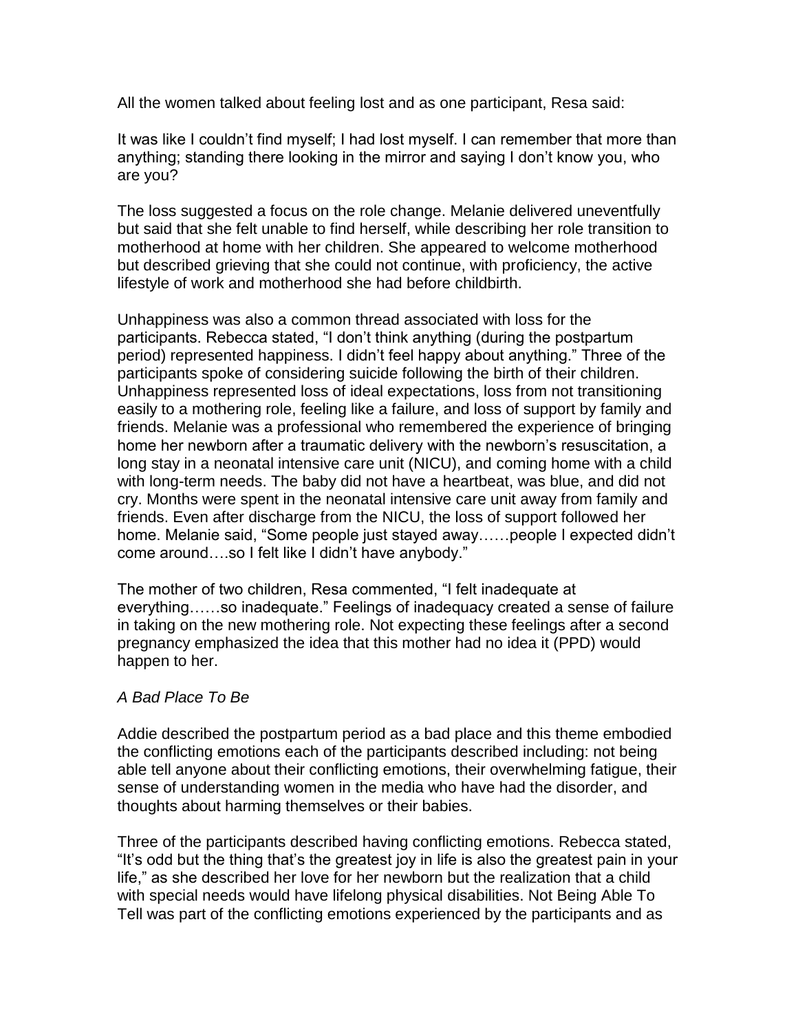All the women talked about feeling lost and as one participant, Resa said:

It was like I couldn't find myself; I had lost myself. I can remember that more than anything; standing there looking in the mirror and saying I don't know you, who are you?

The loss suggested a focus on the role change. Melanie delivered uneventfully but said that she felt unable to find herself, while describing her role transition to motherhood at home with her children. She appeared to welcome motherhood but described grieving that she could not continue, with proficiency, the active lifestyle of work and motherhood she had before childbirth.

Unhappiness was also a common thread associated with loss for the participants. Rebecca stated, "I don't think anything (during the postpartum period) represented happiness. I didn't feel happy about anything." Three of the participants spoke of considering suicide following the birth of their children. Unhappiness represented loss of ideal expectations, loss from not transitioning easily to a mothering role, feeling like a failure, and loss of support by family and friends. Melanie was a professional who remembered the experience of bringing home her newborn after a traumatic delivery with the newborn's resuscitation, a long stay in a neonatal intensive care unit (NICU), and coming home with a child with long-term needs. The baby did not have a heartbeat, was blue, and did not cry. Months were spent in the neonatal intensive care unit away from family and friends. Even after discharge from the NICU, the loss of support followed her home. Melanie said, "Some people just stayed away……people I expected didn't come around….so I felt like I didn't have anybody."

The mother of two children, Resa commented, "I felt inadequate at everything……so inadequate." Feelings of inadequacy created a sense of failure in taking on the new mothering role. Not expecting these feelings after a second pregnancy emphasized the idea that this mother had no idea it (PPD) would happen to her.

*A Bad Place To Be*

Addie described the postpartum period as a bad place and this theme embodied the conflicting emotions each of the participants described including: not being able tell anyone about their conflicting emotions, their overwhelming fatigue, their sense of understanding women in the media who have had the disorder, and thoughts about harming themselves or their babies.

Three of the participants described having conflicting emotions. Rebecca stated, "It's odd but the thing that's the greatest joy in life is also the greatest pain in your life," as she described her love for her newborn but the realization that a child with special needs would have lifelong physical disabilities. Not Being Able To Tell was part of the conflicting emotions experienced by the participants and as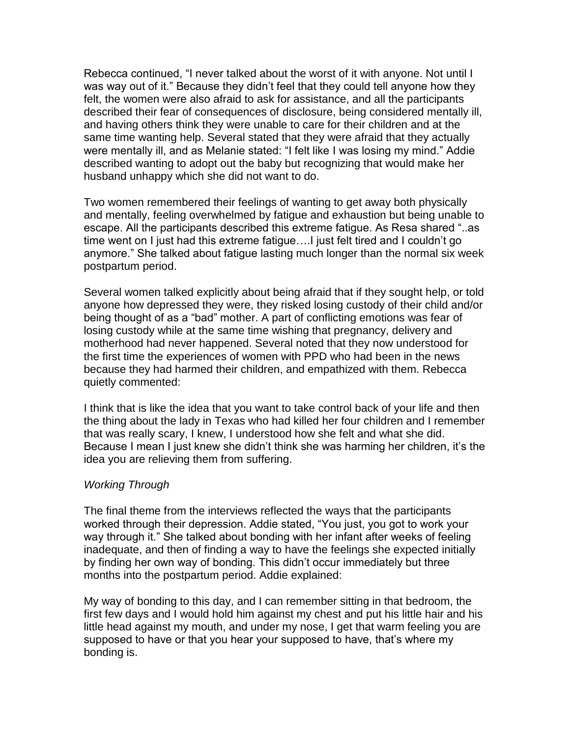Rebecca continued, "I never talked about the worst of it with anyone. Not until I was way out of it." Because they didn't feel that they could tell anyone how they felt, the women were also afraid to ask for assistance, and all the participants described their fear of consequences of disclosure, being considered mentally ill, and having others think they were unable to care for their children and at the same time wanting help. Several stated that they were afraid that they actually were mentally ill, and as Melanie stated: "I felt like I was losing my mind." Addie described wanting to adopt out the baby but recognizing that would make her husband unhappy which she did not want to do.

Two women remembered their feelings of wanting to get away both physically and mentally, feeling overwhelmed by fatigue and exhaustion but being unable to escape. All the participants described this extreme fatigue. As Resa shared "..as time went on I just had this extreme fatigue….I just felt tired and I couldn't go anymore." She talked about fatigue lasting much longer than the normal six week postpartum period.

Several women talked explicitly about being afraid that if they sought help, or told anyone how depressed they were, they risked losing custody of their child and/or being thought of as a "bad" mother. A part of conflicting emotions was fear of losing custody while at the same time wishing that pregnancy, delivery and motherhood had never happened. Several noted that they now understood for the first time the experiences of women with PPD who had been in the news because they had harmed their children, and empathized with them. Rebecca quietly commented:

I think that is like the idea that you want to take control back of your life and then the thing about the lady in Texas who had killed her four children and I remember that was really scary, I knew, I understood how she felt and what she did. Because I mean I just knew she didn't think she was harming her children, it's the idea you are relieving them from suffering.

*Working Through*

The final theme from the interviews reflected the ways that the participants worked through their depression. Addie stated, "You just, you got to work your way through it." She talked about bonding with her infant after weeks of feeling inadequate, and then of finding a way to have the feelings she expected initially by finding her own way of bonding. This didn't occur immediately but three months into the postpartum period. Addie explained:

My way of bonding to this day, and I can remember sitting in that bedroom, the first few days and I would hold him against my chest and put his little hair and his little head against my mouth, and under my nose, I get that warm feeling you are supposed to have or that you hear your supposed to have, that's where my bonding is.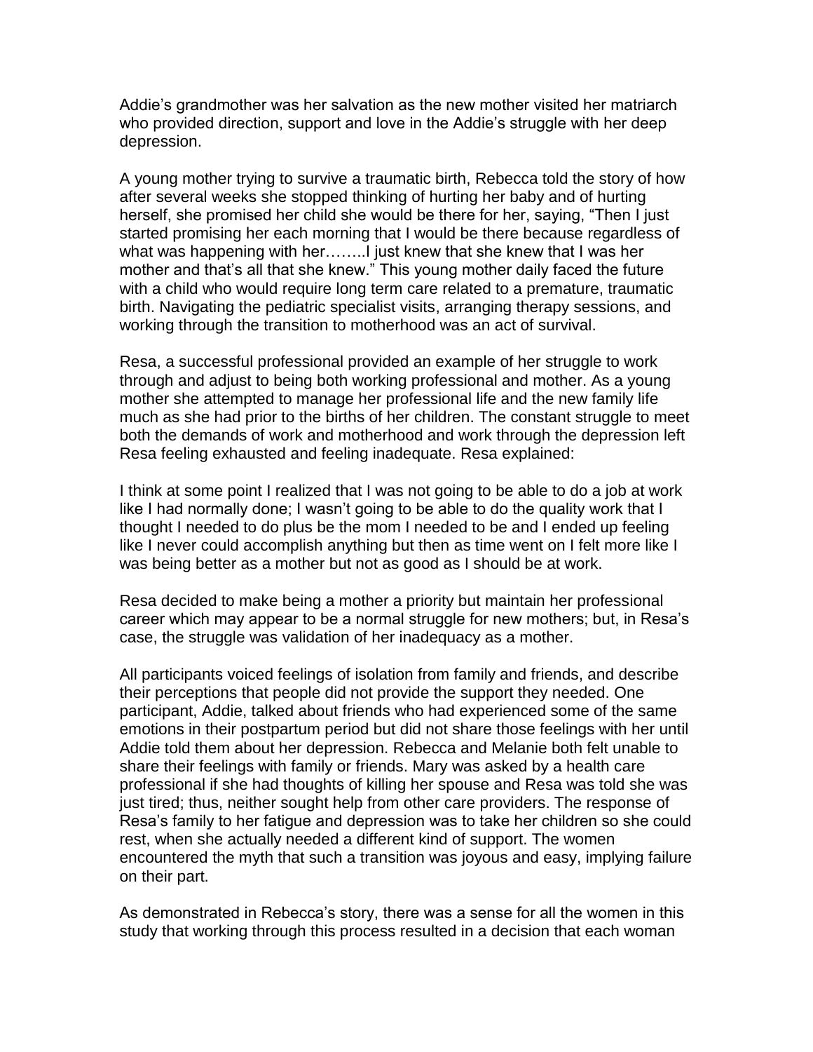Addie's grandmother was her salvation as the new mother visited her matriarch who provided direction, support and love in the Addie's struggle with her deep depression.

A young mother trying to survive a traumatic birth, Rebecca told the story of how after several weeks she stopped thinking of hurting her baby and of hurting herself, she promised her child she would be there for her, saying, "Then I just started promising her each morning that I would be there because regardless of what was happening with her……..I just knew that she knew that I was her mother and that's all that she knew." This young mother daily faced the future with a child who would require long term care related to a premature, traumatic birth. Navigating the pediatric specialist visits, arranging therapy sessions, and working through the transition to motherhood was an act of survival.

Resa, a successful professional provided an example of her struggle to work through and adjust to being both working professional and mother. As a young mother she attempted to manage her professional life and the new family life much as she had prior to the births of her children. The constant struggle to meet both the demands of work and motherhood and work through the depression left Resa feeling exhausted and feeling inadequate. Resa explained:

I think at some point I realized that I was not going to be able to do a job at work like I had normally done; I wasn't going to be able to do the quality work that I thought I needed to do plus be the mom I needed to be and I ended up feeling like I never could accomplish anything but then as time went on I felt more like I was being better as a mother but not as good as I should be at work.

Resa decided to make being a mother a priority but maintain her professional career which may appear to be a normal struggle for new mothers; but, in Resa's case, the struggle was validation of her inadequacy as a mother.

All participants voiced feelings of isolation from family and friends, and describe their perceptions that people did not provide the support they needed. One participant, Addie, talked about friends who had experienced some of the same emotions in their postpartum period but did not share those feelings with her until Addie told them about her depression. Rebecca and Melanie both felt unable to share their feelings with family or friends. Mary was asked by a health care professional if she had thoughts of killing her spouse and Resa was told she was just tired; thus, neither sought help from other care providers. The response of Resa's family to her fatigue and depression was to take her children so she could rest, when she actually needed a different kind of support. The women encountered the myth that such a transition was joyous and easy, implying failure on their part.

As demonstrated in Rebecca's story, there was a sense for all the women in this study that working through this process resulted in a decision that each woman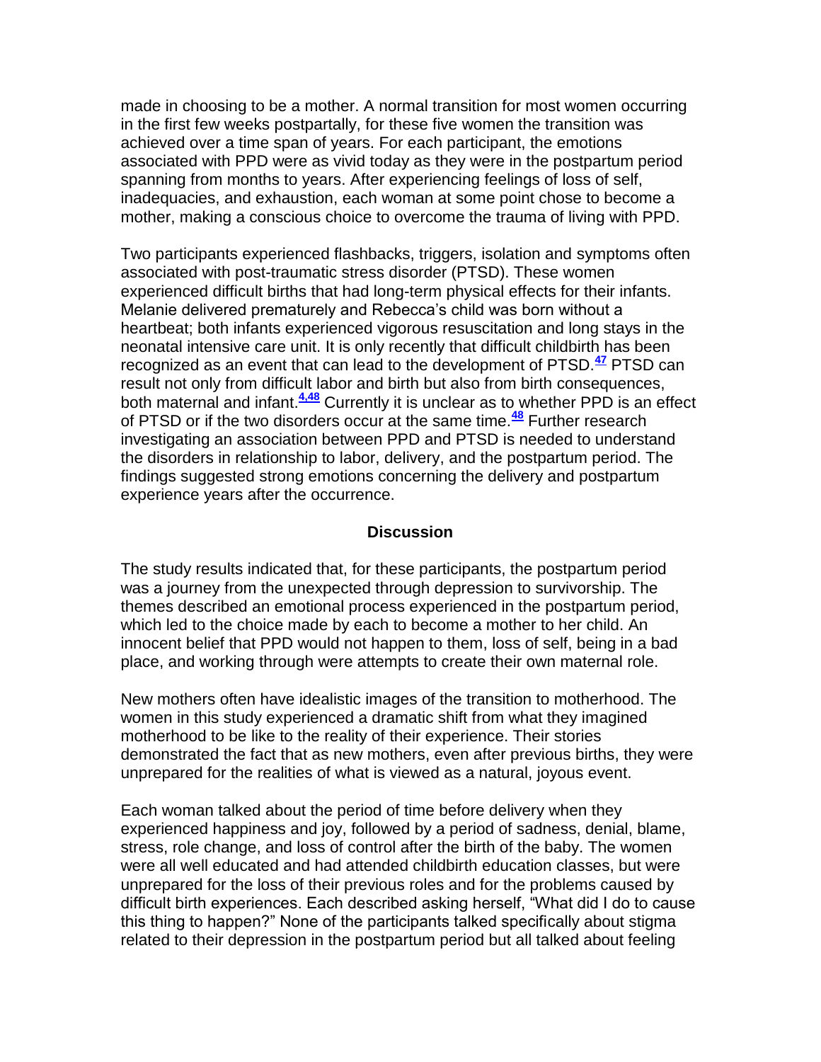made in choosing to be a mother. A normal transition for most women occurring in the first few weeks postpartally, for these five women the transition was achieved over a time span of years. For each participant, the emotions associated with PPD were as vivid today as they were in the postpartum period spanning from months to years. After experiencing feelings of loss of self, inadequacies, and exhaustion, each woman at some point chose to become a mother, making a conscious choice to overcome the trauma of living with PPD.

Two participants experienced flashbacks, triggers, isolation and symptoms often associated with post-traumatic stress disorder (PTSD). These women experienced difficult births that had long-term physical effects for their infants. Melanie delivered prematurely and Rebecca's child was born without a heartbeat; both infants experienced vigorous resuscitation and long stays in the neonatal intensive care unit. It is only recently that difficult childbirth has been recognized as an event that can lead to the development of PTSD.[47] PTSD can result not only from difficult labor and birth but also from birth consequences, both maternal and infant.[4,48] Currently it is unclear as to whether PPD is an effect of PTSD or if the two disorders occur at the same time.[48] Further research investigating an association between PPD and PTSD is needed to understand the disorders in relationship to labor, delivery, and the postpartum period. The findings suggested strong emotions concerning the delivery and postpartum experience years after the occurrence.

## Discussion

The study results indicated that, for these participants, the postpartum period was a journey from the unexpected through depression to survivorship. The themes described an emotional process experienced in the postpartum period, which led to the choice made by each to become a mother to her child. An innocent belief that PPD would not happen to them, loss of self, being in a bad place, and working through were attempts to create their own maternal role.

New mothers often have idealistic images of the transition to motherhood. The women in this study experienced a dramatic shift from what they imagined motherhood to be like to the reality of their experience. Their stories demonstrated the fact that as new mothers, even after previous births, they were unprepared for the realities of what is viewed as a natural, joyous event.

Each woman talked about the period of time before delivery when they experienced happiness and joy, followed by a period of sadness, denial, blame, stress, role change, and loss of control after the birth of the baby. The women were all well educated and had attended childbirth education classes, but were unprepared for the loss of their previous roles and for the problems caused by difficult birth experiences. Each described asking herself, "What did I do to cause this thing to happen?" None of the participants talked specifically about stigma related to their depression in the postpartum period but all talked about feeling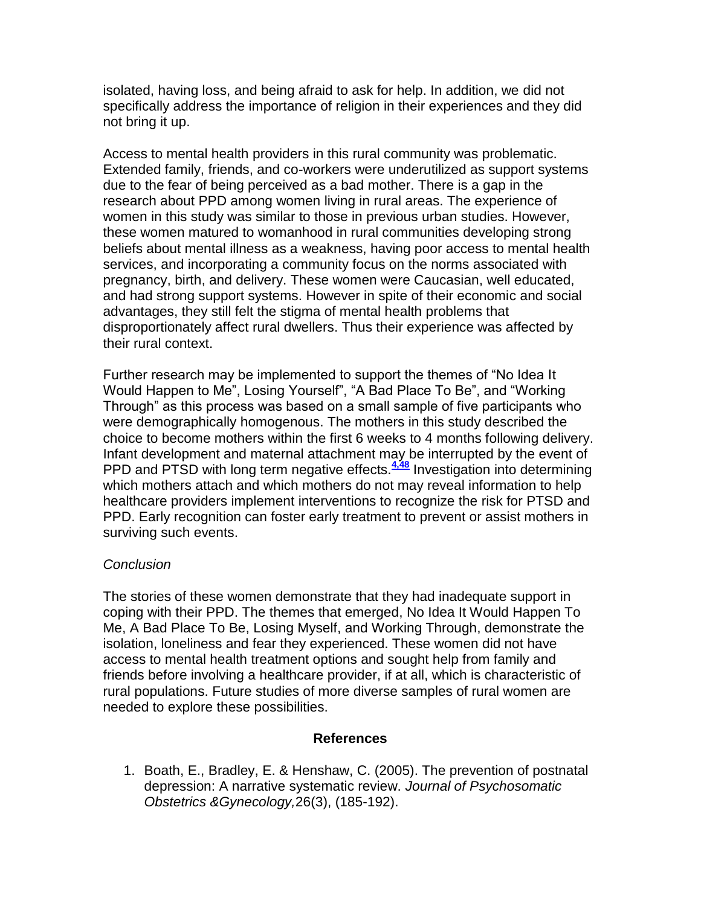isolated, having loss, and being afraid to ask for help. In addition, we did not specifically address the importance of religion in their experiences and they did not bring it up.

Access to mental health providers in this rural community was problematic. Extended family, friends, and co-workers were underutilized as support systems due to the fear of being perceived as a bad mother. There is a gap in the research about PPD among women living in rural areas. The experience of women in this study was similar to those in previous urban studies. However, these women matured to womanhood in rural communities developing strong beliefs about mental illness as a weakness, having poor access to mental health services, and incorporating a community focus on the norms associated with pregnancy, birth, and delivery. These women were Caucasian, well educated, and had strong support systems. However in spite of their economic and social advantages, they still felt the stigma of mental health problems that disproportionately affect rural dwellers. Thus their experience was affected by their rural context.

Further research may be implemented to support the themes of "No Idea It Would Happen to Me", Losing Yourself", "A Bad Place To Be", and "Working Through" as this process was based on a small sample of five participants who were demographically homogenous. The mothers in this study described the choice to become mothers within the first 6 weeks to 4 months following delivery. Infant development and maternal attachment may be interrupted by the event of PPD and PTSD with long term negative effects.[4,48] Investigation into determining which mothers attach and which mothers do not may reveal information to help healthcare providers implement interventions to recognize the risk for PTSD and PPD. Early recognition can foster early treatment to prevent or assist mothers in surviving such events.

*Conclusion*

The stories of these women demonstrate that they had inadequate support in coping with their PPD. The themes that emerged, No Idea It Would Happen To Me, A Bad Place To Be, Losing Myself, and Working Through, demonstrate the isolation, loneliness and fear they experienced. These women did not have access to mental health treatment options and sought help from family and friends before involving a healthcare provider, if at all, which is characteristic of rural populations. Future studies of more diverse samples of rural women are needed to explore these possibilities.

## References

1. Boath, E., Bradley, E. & Henshaw, C. (2005). The prevention of postnatal depression: A narrative systematic review. *Journal of Psychosomatic Obstetrics &Gynecology,*26(3), (185-192).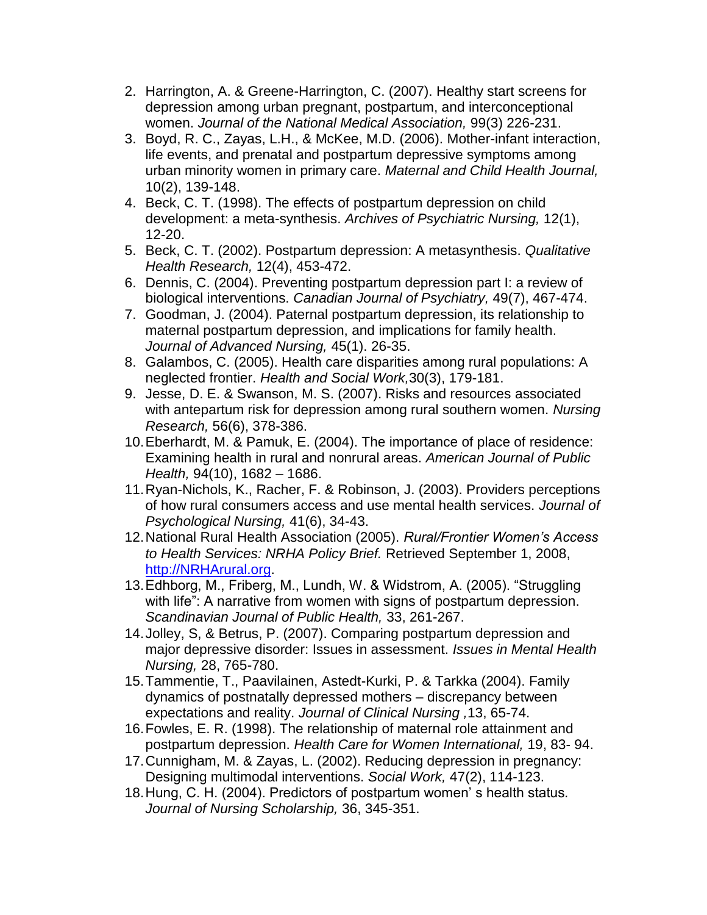2. Harrington, A. & Greene-Harrington, C. (2007). Healthy start screens for depression among urban pregnant, postpartum, and interconceptional women. *Journal of the National Medical Association,* 99(3) 226-231.
3. Boyd, R. C., Zayas, L.H., & McKee, M.D. (2006). Mother-infant interaction, life events, and prenatal and postpartum depressive symptoms among urban minority women in primary care. *Maternal and Child Health Journal,* 10(2), 139-148.
4. Beck, C. T. (1998). The effects of postpartum depression on child development: a meta-synthesis. *Archives of Psychiatric Nursing,* 12(1), 12-20.
5. Beck, C. T. (2002). Postpartum depression: A metasynthesis. *Qualitative Health Research,* 12(4), 453-472.
6. Dennis, C. (2004). Preventing postpartum depression part I: a review of biological interventions. *Canadian Journal of Psychiatry,* 49(7), 467-474.
7. Goodman, J. (2004). Paternal postpartum depression, its relationship to maternal postpartum depression, and implications for family health. *Journal of Advanced Nursing,* 45(1). 26-35.
8. Galambos, C. (2005). Health care disparities among rural populations: A neglected frontier. *Health and Social Work,*30(3), 179-181.
9. Jesse, D. E. & Swanson, M. S. (2007). Risks and resources associated with antepartum risk for depression among rural southern women. *Nursing Research,* 56(6), 378-386.
10. Eberhardt, M. & Pamuk, E. (2004). The importance of place of residence: Examining health in rural and nonrural areas. *American Journal of Public Health,* 94(10), 1682 – 1686.
11. Ryan-Nichols, K., Racher, F. & Robinson, J. (2003). Providers perceptions of how rural consumers access and use mental health services. *Journal of Psychological Nursing,* 41(6), 34-43.
12. National Rural Health Association (2005). *Rural/Frontier Women's Access to Health Services: NRHA Policy Brief.* Retrieved September 1, 2008, [http://NRHArural.org](http://NRHArural.org).
13. Edhborg, M., Friberg, M., Lundh, W. & Widstrom, A. (2005). "Struggling with life": A narrative from women with signs of postpartum depression. *Scandinavian Journal of Public Health,* 33, 261-267.
14. Jolley, S, & Betrus, P. (2007). Comparing postpartum depression and major depressive disorder: Issues in assessment. *Issues in Mental Health Nursing,* 28, 765-780.
15. Tammentie, T., Paavilainen, Astedt-Kurki, P. & Tarkka (2004). Family dynamics of postnatally depressed mothers – discrepancy between expectations and reality. *Journal of Clinical Nursing* ,13, 65-74.
16. Fowles, E. R. (1998). The relationship of maternal role attainment and postpartum depression. *Health Care for Women International,* 19, 83- 94.
17. Cunnigham, M. & Zayas, L. (2002). Reducing depression in pregnancy: Designing multimodal interventions. *Social Work,* 47(2), 114-123.
18. Hung, C. H. (2004). Predictors of postpartum women' s health status. *Journal of Nursing Scholarship,* 36, 345-351.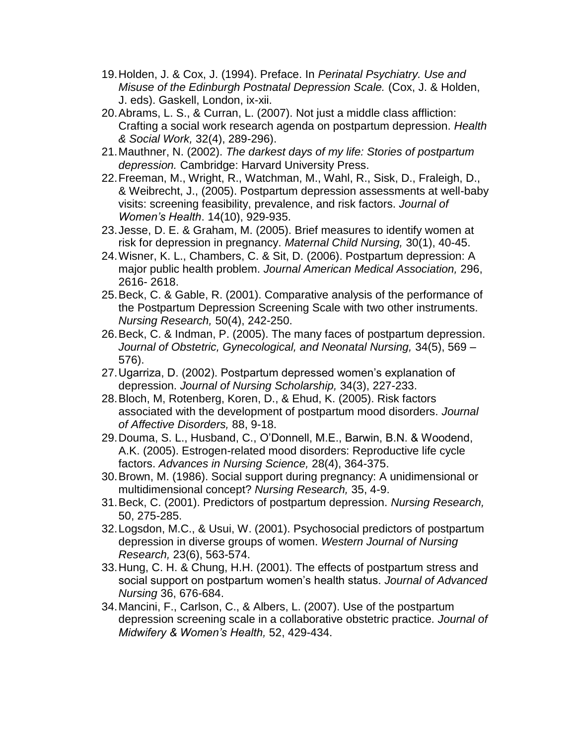19. Holden, J. & Cox, J. (1994). Preface. In *Perinatal Psychiatry. Use and Misuse of the Edinburgh Postnatal Depression Scale.* (Cox, J. & Holden, J. eds). Gaskell, London, ix-xii.
20. Abrams, L. S., & Curran, L. (2007). Not just a middle class affliction: Crafting a social work research agenda on postpartum depression. *Health & Social Work,* 32(4), 289-296).
21. Mauthner, N. (2002). *The darkest days of my life: Stories of postpartum depression.* Cambridge: Harvard University Press.
22. Freeman, M., Wright, R., Watchman, M., Wahl, R., Sisk, D., Fraleigh, D., & Weibrecht, J., (2005). Postpartum depression assessments at well-baby visits: screening feasibility, prevalence, and risk factors. *Journal of Women's Health*. 14(10), 929-935.
23. Jesse, D. E. & Graham, M. (2005). Brief measures to identify women at risk for depression in pregnancy. *Maternal Child Nursing,* 30(1), 40-45.
24. Wisner, K. L., Chambers, C. & Sit, D. (2006). Postpartum depression: A major public health problem. *Journal American Medical Association,* 296, 2616- 2618.
25. Beck, C. & Gable, R. (2001). Comparative analysis of the performance of the Postpartum Depression Screening Scale with two other instruments. *Nursing Research,* 50(4), 242-250.
26. Beck, C. & Indman, P. (2005). The many faces of postpartum depression. *Journal of Obstetric, Gynecological, and Neonatal Nursing,* 34(5), 569 – 576).
27. Ugarriza, D. (2002). Postpartum depressed women's explanation of depression. *Journal of Nursing Scholarship,* 34(3), 227-233.
28. Bloch, M, Rotenberg, Koren, D., & Ehud, K. (2005). Risk factors associated with the development of postpartum mood disorders. *Journal of Affective Disorders,* 88, 9-18.
29. Douma, S. L., Husband, C., O'Donnell, M.E., Barwin, B.N. & Woodend, A.K. (2005). Estrogen-related mood disorders: Reproductive life cycle factors. *Advances in Nursing Science,* 28(4), 364-375.
30. Brown, M. (1986). Social support during pregnancy: A unidimensional or multidimensional concept? *Nursing Research,* 35, 4-9.
31. Beck, C. (2001). Predictors of postpartum depression. *Nursing Research,* 50, 275-285.
32. Logsdon, M.C., & Usui, W. (2001). Psychosocial predictors of postpartum depression in diverse groups of women. *Western Journal of Nursing Research,* 23(6), 563-574.
33. Hung, C. H. & Chung, H.H. (2001). The effects of postpartum stress and social support on postpartum women's health status. *Journal of Advanced Nursing* 36, 676-684.
34. Mancini, F., Carlson, C., & Albers, L. (2007). Use of the postpartum depression screening scale in a collaborative obstetric practice. *Journal of Midwifery & Women's Health,* 52, 429-434.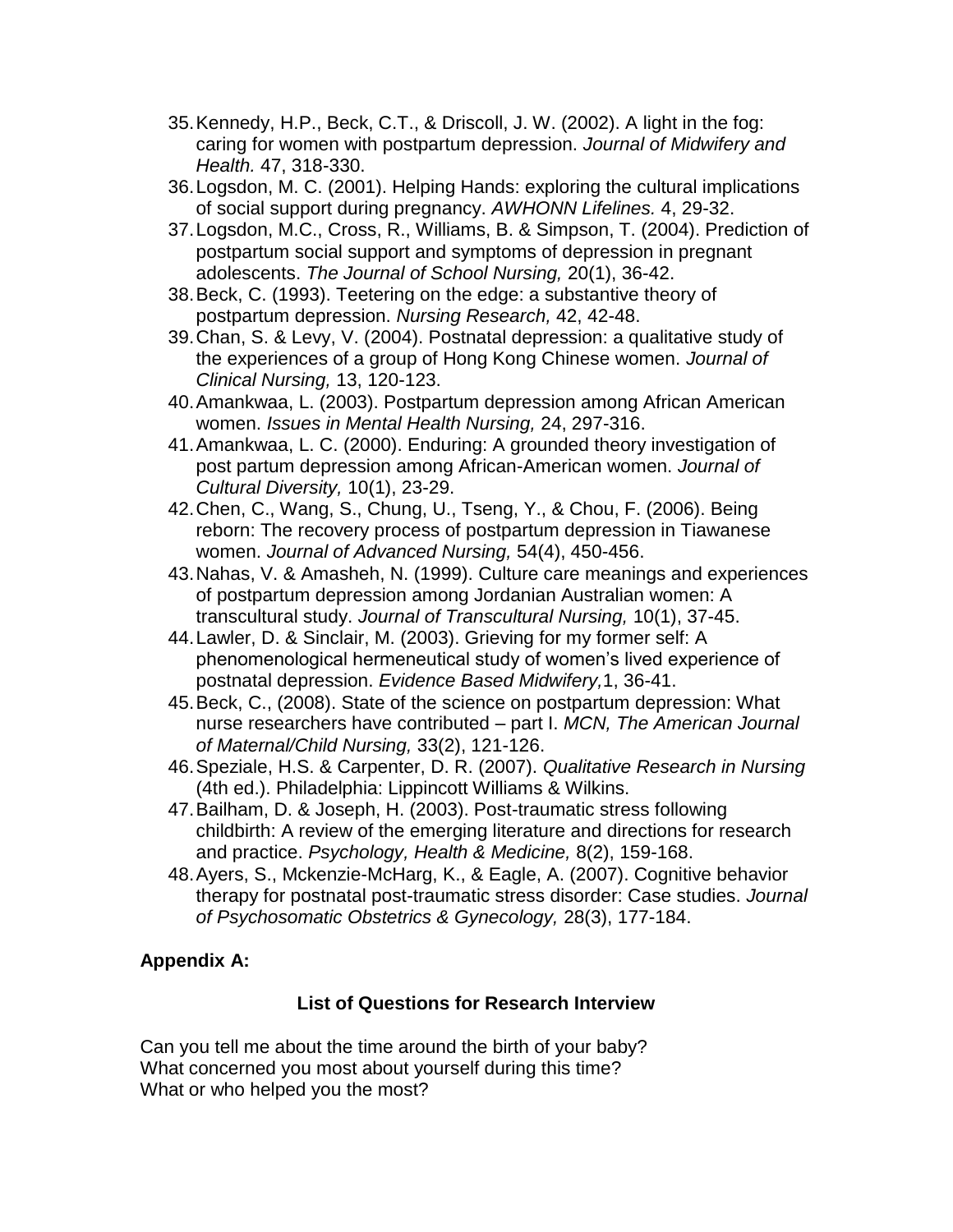35. Kennedy, H.P., Beck, C.T., & Driscoll, J. W. (2002). A light in the fog: caring for women with postpartum depression. *Journal of Midwifery and Health.* 47, 318-330.
36. Logsdon, M. C. (2001). Helping Hands: exploring the cultural implications of social support during pregnancy. *AWHONN Lifelines.* 4, 29-32.
37. Logsdon, M.C., Cross, R., Williams, B. & Simpson, T. (2004). Prediction of postpartum social support and symptoms of depression in pregnant adolescents. *The Journal of School Nursing,* 20(1), 36-42.
38. Beck, C. (1993). Teetering on the edge: a substantive theory of postpartum depression. *Nursing Research,* 42, 42-48.
39. Chan, S. & Levy, V. (2004). Postnatal depression: a qualitative study of the experiences of a group of Hong Kong Chinese women. *Journal of Clinical Nursing,* 13, 120-123.
40. Amankwaa, L. (2003). Postpartum depression among African American women. *Issues in Mental Health Nursing,* 24, 297-316.
41. Amankwaa, L. C. (2000). Enduring: A grounded theory investigation of post partum depression among African-American women. *Journal of Cultural Diversity,* 10(1), 23-29.
42. Chen, C., Wang, S., Chung, U., Tseng, Y., & Chou, F. (2006). Being reborn: The recovery process of postpartum depression in Tiawanese women. *Journal of Advanced Nursing,* 54(4), 450-456.
43. Nahas, V. & Amasheh, N. (1999). Culture care meanings and experiences of postpartum depression among Jordanian Australian women: A transcultural study. *Journal of Transcultural Nursing,* 10(1), 37-45.
44. Lawler, D. & Sinclair, M. (2003). Grieving for my former self: A phenomenological hermeneutical study of women's lived experience of postnatal depression. *Evidence Based Midwifery,*1, 36-41.
45. Beck, C., (2008). State of the science on postpartum depression: What nurse researchers have contributed – part I. *MCN, The American Journal of Maternal/Child Nursing,* 33(2), 121-126.
46. Speziale, H.S. & Carpenter, D. R. (2007). *Qualitative Research in Nursing* (4th ed.). Philadelphia: Lippincott Williams & Wilkins.
47. Bailham, D. & Joseph, H. (2003). Post-traumatic stress following childbirth: A review of the emerging literature and directions for research and practice. *Psychology, Health & Medicine,* 8(2), 159-168.
48. Ayers, S., Mckenzie-McHarg, K., & Eagle, A. (2007). Cognitive behavior therapy for postnatal post-traumatic stress disorder: Case studies. *Journal of Psychosomatic Obstetrics & Gynecology,* 28(3), 177-184.

**Appendix A:**

**List of Questions for Research Interview**

Can you tell me about the time around the birth of your baby?
What concerned you most about yourself during this time?
What or who helped you the most?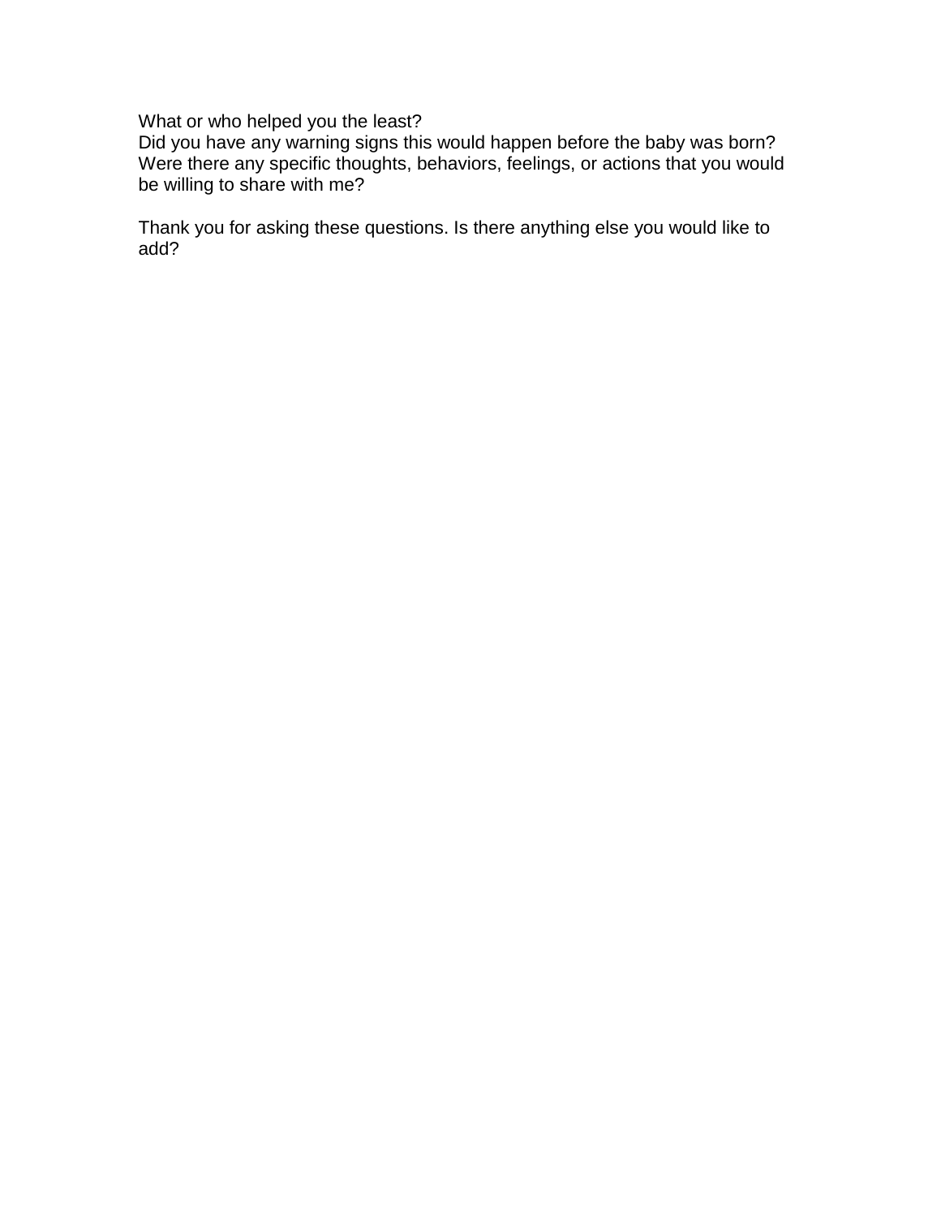What or who helped you the least?
Did you have any warning signs this would happen before the baby was born?
Were there any specific thoughts, behaviors, feelings, or actions that you would be willing to share with me?

Thank you for asking these questions. Is there anything else you would like to add?